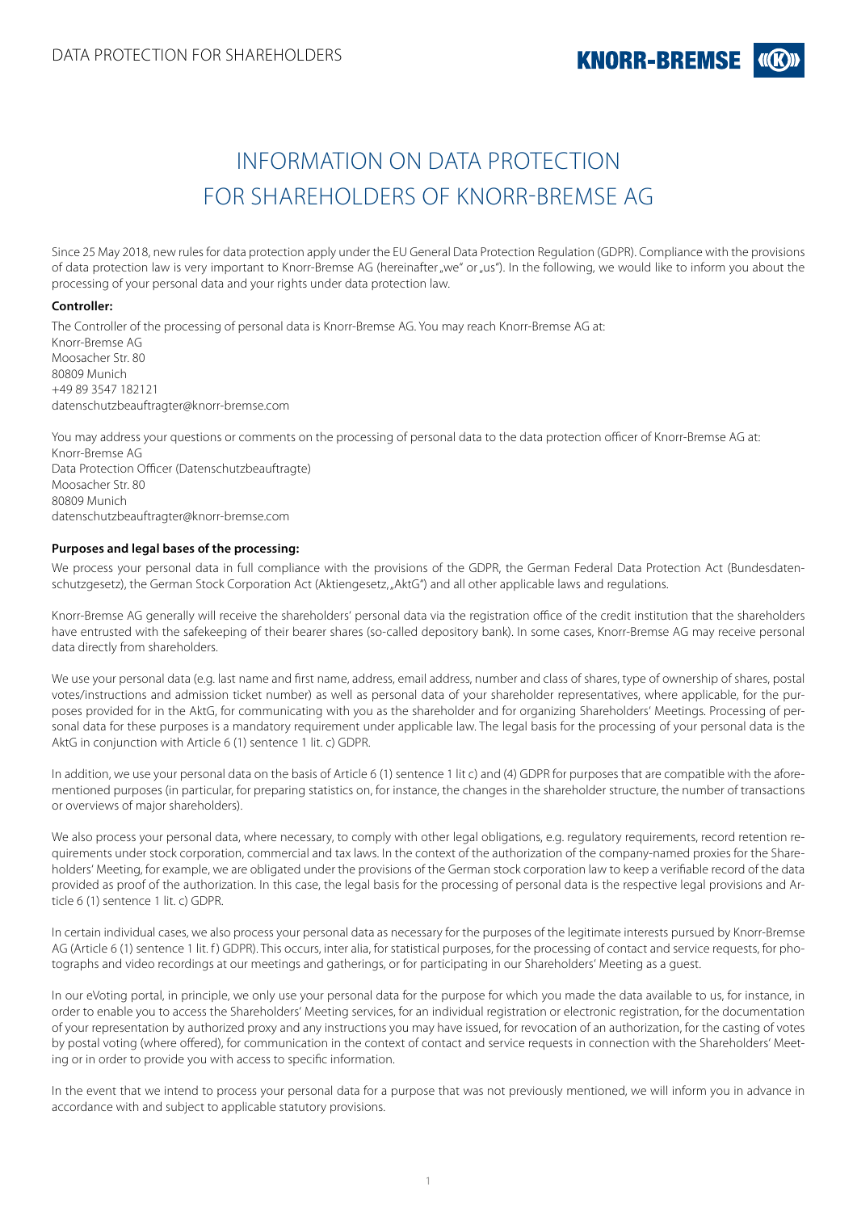# INFORMATION ON DATA PROTECTION FOR SHAREHOLDERS OF KNORR-BREMSE AG

Since 25 May 2018, new rules for data protection apply under the EU General Data Protection Regulation (GDPR). Compliance with the provisions of data protection law is very important to Knorr-Bremse AG (hereinafter „we" or „us"). In the following, we would like to inform you about the processing of your personal data and your rights under data protection law.

**Controller:**

The Controller of the processing of personal data is Knorr-Bremse AG. You may reach Knorr-Bremse AG at:
Knorr-Bremse AG
Moosacher Str. 80
80809 Munich
+49 89 3547 182121
datenschutzbeauftragter@knorr-bremse.com

You may address your questions or comments on the processing of personal data to the data protection officer of Knorr-Bremse AG at:
Knorr-Bremse AG
Data Protection Officer (Datenschutzbeauftragte)
Moosacher Str. 80
80809 Munich
datenschutzbeauftragter@knorr-bremse.com

**Purposes and legal bases of the processing:**

We process your personal data in full compliance with the provisions of the GDPR, the German Federal Data Protection Act (Bundesdatenschutzgesetz), the German Stock Corporation Act (Aktiengesetz, „AktG") and all other applicable laws and regulations.

Knorr-Bremse AG generally will receive the shareholders' personal data via the registration office of the credit institution that the shareholders have entrusted with the safekeeping of their bearer shares (so-called depository bank). In some cases, Knorr-Bremse AG may receive personal data directly from shareholders.

We use your personal data (e.g. last name and first name, address, email address, number and class of shares, type of ownership of shares, postal votes/instructions and admission ticket number) as well as personal data of your shareholder representatives, where applicable, for the purposes provided for in the AktG, for communicating with you as the shareholder and for organizing Shareholders' Meetings. Processing of personal data for these purposes is a mandatory requirement under applicable law. The legal basis for the processing of your personal data is the AktG in conjunction with Article 6 (1) sentence 1 lit. c) GDPR.

In addition, we use your personal data on the basis of Article 6 (1) sentence 1 lit c) and (4) GDPR for purposes that are compatible with the aforementioned purposes (in particular, for preparing statistics on, for instance, the changes in the shareholder structure, the number of transactions or overviews of major shareholders).

We also process your personal data, where necessary, to comply with other legal obligations, e.g. regulatory requirements, record retention requirements under stock corporation, commercial and tax laws. In the context of the authorization of the company-named proxies for the Shareholders' Meeting, for example, we are obligated under the provisions of the German stock corporation law to keep a verifiable record of the data provided as proof of the authorization. In this case, the legal basis for the processing of personal data is the respective legal provisions and Article 6 (1) sentence 1 lit. c) GDPR.

In certain individual cases, we also process your personal data as necessary for the purposes of the legitimate interests pursued by Knorr-Bremse AG (Article 6 (1) sentence 1 lit. f) GDPR). This occurs, inter alia, for statistical purposes, for the processing of contact and service requests, for photographs and video recordings at our meetings and gatherings, or for participating in our Shareholders' Meeting as a guest.

In our eVoting portal, in principle, we only use your personal data for the purpose for which you made the data available to us, for instance, in order to enable you to access the Shareholders' Meeting services, for an individual registration or electronic registration, for the documentation of your representation by authorized proxy and any instructions you may have issued, for revocation of an authorization, for the casting of votes by postal voting (where offered), for communication in the context of contact and service requests in connection with the Shareholders' Meeting or in order to provide you with access to specific information.

In the event that we intend to process your personal data for a purpose that was not previously mentioned, we will inform you in advance in accordance with and subject to applicable statutory provisions.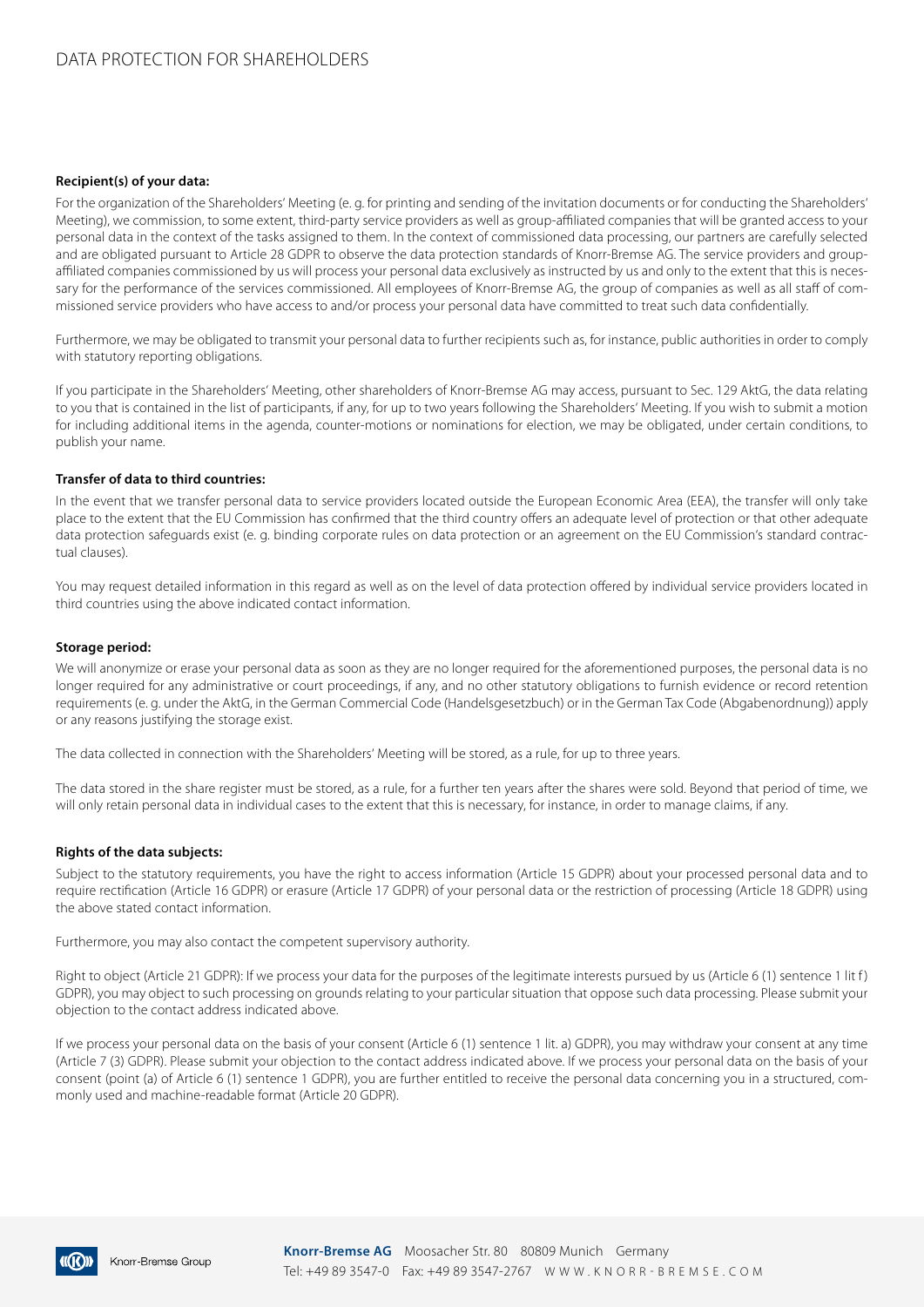**Recipient(s) of your data:**

For the organization of the Shareholders' Meeting (e. g. for printing and sending of the invitation documents or for conducting the Shareholders' Meeting), we commission, to some extent, third-party service providers as well as group-affiliated companies that will be granted access to your personal data in the context of the tasks assigned to them. In the context of commissioned data processing, our partners are carefully selected and are obligated pursuant to Article 28 GDPR to observe the data protection standards of Knorr-Bremse AG. The service providers and group-affiliated companies commissioned by us will process your personal data exclusively as instructed by us and only to the extent that this is necessary for the performance of the services commissioned. All employees of Knorr-Bremse AG, the group of companies as well as all staff of commissioned service providers who have access to and/or process your personal data have committed to treat such data confidentially.

Furthermore, we may be obligated to transmit your personal data to further recipients such as, for instance, public authorities in order to comply with statutory reporting obligations.

If you participate in the Shareholders' Meeting, other shareholders of Knorr-Bremse AG may access, pursuant to Sec. 129 AktG, the data relating to you that is contained in the list of participants, if any, for up to two years following the Shareholders' Meeting. If you wish to submit a motion for including additional items in the agenda, counter-motions or nominations for election, we may be obligated, under certain conditions, to publish your name.

**Transfer of data to third countries:**

In the event that we transfer personal data to service providers located outside the European Economic Area (EEA), the transfer will only take place to the extent that the EU Commission has confirmed that the third country offers an adequate level of protection or that other adequate data protection safeguards exist (e. g. binding corporate rules on data protection or an agreement on the EU Commission's standard contractual clauses).

You may request detailed information in this regard as well as on the level of data protection offered by individual service providers located in third countries using the above indicated contact information.

**Storage period:**

We will anonymize or erase your personal data as soon as they are no longer required for the aforementioned purposes, the personal data is no longer required for any administrative or court proceedings, if any, and no other statutory obligations to furnish evidence or record retention requirements (e. g. under the AktG, in the German Commercial Code (Handelsgesetzbuch) or in the German Tax Code (Abgabenordnung)) apply or any reasons justifying the storage exist.

The data collected in connection with the Shareholders' Meeting will be stored, as a rule, for up to three years.

The data stored in the share register must be stored, as a rule, for a further ten years after the shares were sold. Beyond that period of time, we will only retain personal data in individual cases to the extent that this is necessary, for instance, in order to manage claims, if any.

**Rights of the data subjects:**

Subject to the statutory requirements, you have the right to access information (Article 15 GDPR) about your processed personal data and to require rectification (Article 16 GDPR) or erasure (Article 17 GDPR) of your personal data or the restriction of processing (Article 18 GDPR) using the above stated contact information.

Furthermore, you may also contact the competent supervisory authority.

Right to object (Article 21 GDPR): If we process your data for the purposes of the legitimate interests pursued by us (Article 6 (1) sentence 1 lit f) GDPR), you may object to such processing on grounds relating to your particular situation that oppose such data processing. Please submit your objection to the contact address indicated above.

If we process your personal data on the basis of your consent (Article 6 (1) sentence 1 lit. a) GDPR), you may withdraw your consent at any time (Article 7 (3) GDPR). Please submit your objection to the contact address indicated above. If we process your personal data on the basis of your consent (point (a) of Article 6 (1) sentence 1 GDPR), you are further entitled to receive the personal data concerning you in a structured, commonly used and machine-readable format (Article 20 GDPR).